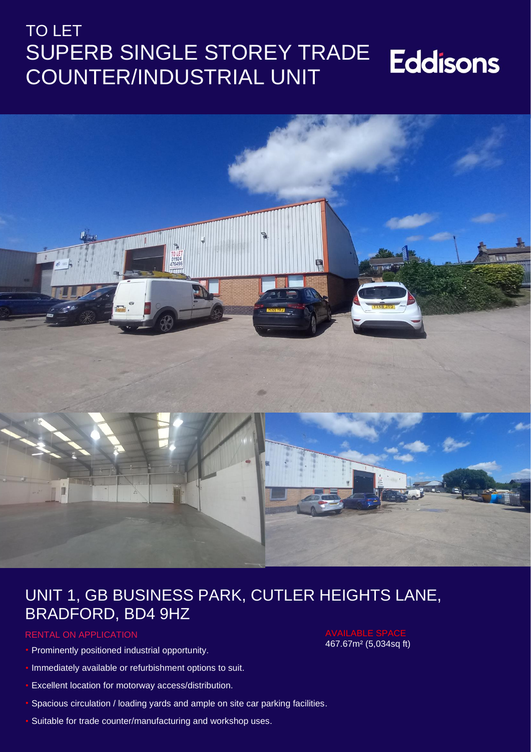# TO LET
# SUPERB SINGLE STOREY TRADE COUNTER/INDUSTRIAL UNIT

Eddisons

## UNIT 1, GB BUSINESS PARK, CUTLER HEIGHTS LANE, BRADFORD, BD4 9HZ

RENTAL ON APPLICATION

- Prominently positioned industrial opportunity.
- Immediately available or refurbishment options to suit.
- Excellent location for motorway access/distribution.
- Spacious circulation / loading yards and ample on site car parking facilities.
- Suitable for trade counter/manufacturing and workshop uses.

AVAILABLE SPACE
467.67m² (5,034sq ft)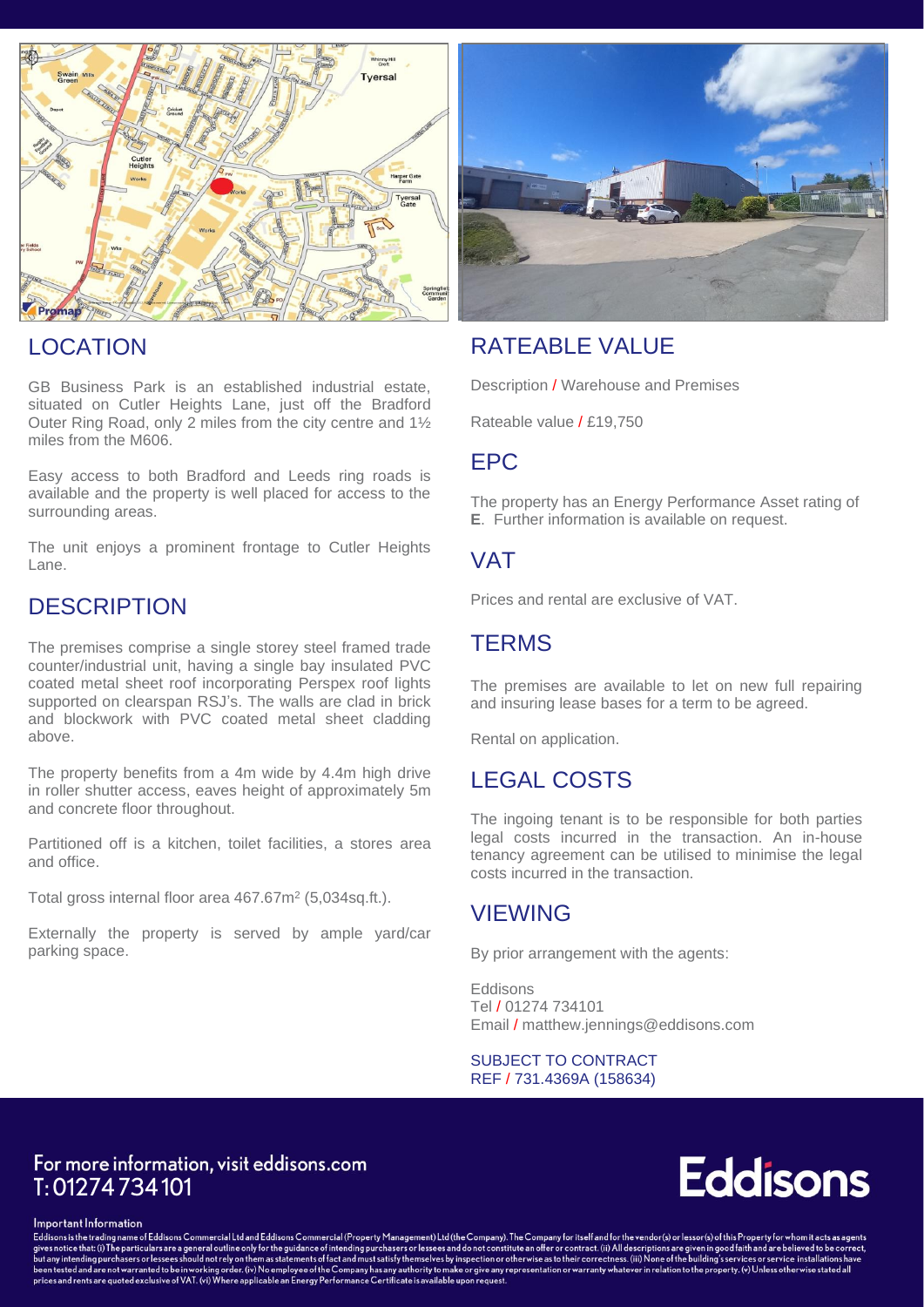## LOCATION

GB Business Park is an established industrial estate, situated on Cutler Heights Lane, just off the Bradford Outer Ring Road, only 2 miles from the city centre and 1½ miles from the M606.

Easy access to both Bradford and Leeds ring roads is available and the property is well placed for access to the surrounding areas.

The unit enjoys a prominent frontage to Cutler Heights Lane.

## DESCRIPTION

The premises comprise a single storey steel framed trade counter/industrial unit, having a single bay insulated PVC coated metal sheet roof incorporating Perspex roof lights supported on clearspan RSJ's. The walls are clad in brick and blockwork with PVC coated metal sheet cladding above.

The property benefits from a 4m wide by 4.4m high drive in roller shutter access, eaves height of approximately 5m and concrete floor throughout.

Partitioned off is a kitchen, toilet facilities, a stores area and office.

Total gross internal floor area 467.67m$^2$ (5,034sq.ft.).

Externally the property is served by ample yard/car parking space.

## RATEABLE VALUE

Description / Warehouse and Premises

Rateable value / £19,750

## EPC

The property has an Energy Performance Asset rating of **E**. Further information is available on request.

## VAT

Prices and rental are exclusive of VAT.

## TERMS

The premises are available to let on new full repairing and insuring lease bases for a term to be agreed.

Rental on application.

## LEGAL COSTS

The ingoing tenant is to be responsible for both parties legal costs incurred in the transaction. An in-house tenancy agreement can be utilised to minimise the legal costs incurred in the transaction.

## VIEWING

By prior arrangement with the agents:

Eddisons
Tel / 01274 734101
Email / matthew.jennings@eddisons.com

SUBJECT TO CONTRACT
REF / 731.4369A (158634)

For more information, visit eddisons.com
T: 01274 734101

**Eddisons**

Important Information

Eddisons is the trading name of Eddisons Commercial Ltd and Eddisons Commercial (Property Management) Ltd (the Company). The Company for itself and for the vendor(s) or lessor(s) of this Property for whom it acts as agents gives notice that: (i) The particulars are a general outline only for the guidance of intending purchasers or lessees and do not constitute an offer or contract. (ii) All descriptions are given in good faith and are believed to be correct, but any intending purchasers or lessees should not rely on them as statements of fact and must satisfy themselves by inspection or otherwise as to their correctness. (iii) None of the building's services or service installations have been tested and are not warranted to be in working order. (iv) No employee of the Company has any authority to make or give any representation or warranty whatever in relation to the property. (v) Unless otherwise stated all prices and rents are quoted exclusive of VAT. (vi) Where applicable an Energy Performance Certificate is available upon request.